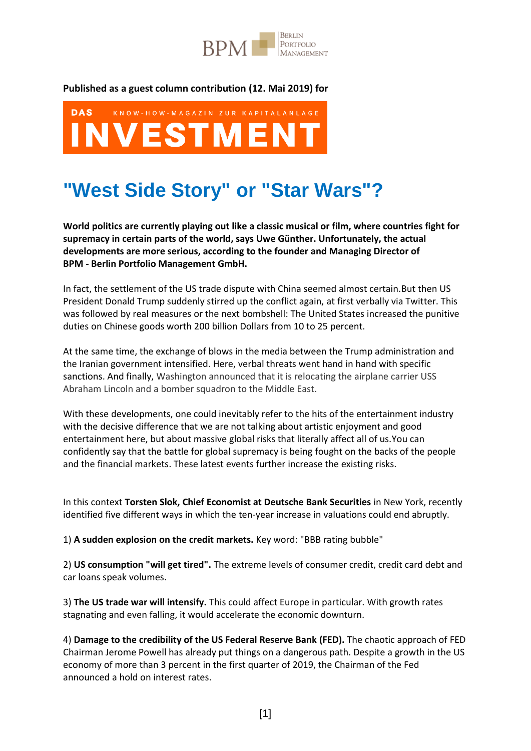Published as a guest column contribution (12. Mai 2019) for

DAS KNOW-HOW-MAGAZIN ZUR KAPITALANLAGE

INVESTMENT

# "West Side Story" or "Star Wars"?

**World politics are currently playing out like a classic musical or film, where countries fight for supremacy in certain parts of the world, says Uwe Günther. Unfortunately, the actual developments are more serious, according to the founder and Managing Director of BPM - Berlin Portfolio Management GmbH.**

In fact, the settlement of the US trade dispute with China seemed almost certain.But then US President Donald Trump suddenly stirred up the conflict again, at first verbally via Twitter. This was followed by real measures or the next bombshell: The United States increased the punitive duties on Chinese goods worth 200 billion Dollars from 10 to 25 percent.

At the same time, the exchange of blows in the media between the Trump administration and the Iranian government intensified. Here, verbal threats went hand in hand with specific sanctions. And finally, Washington announced that it is relocating the airplane carrier USS Abraham Lincoln and a bomber squadron to the Middle East.

With these developments, one could inevitably refer to the hits of the entertainment industry with the decisive difference that we are not talking about artistic enjoyment and good entertainment here, but about massive global risks that literally affect all of us.You can confidently say that the battle for global supremacy is being fought on the backs of the people and the financial markets. These latest events further increase the existing risks.

In this context **Torsten Slok, Chief Economist at Deutsche Bank Securities** in New York, recently identified five different ways in which the ten-year increase in valuations could end abruptly.

1) **A sudden explosion on the credit markets.** Key word: "BBB rating bubble"

2) **US consumption "will get tired".** The extreme levels of consumer credit, credit card debt and car loans speak volumes.

3) **The US trade war will intensify.** This could affect Europe in particular. With growth rates stagnating and even falling, it would accelerate the economic downturn.

4) **Damage to the credibility of the US Federal Reserve Bank (FED).** The chaotic approach of FED Chairman Jerome Powell has already put things on a dangerous path. Despite a growth in the US economy of more than 3 percent in the first quarter of 2019, the Chairman of the Fed announced a hold on interest rates.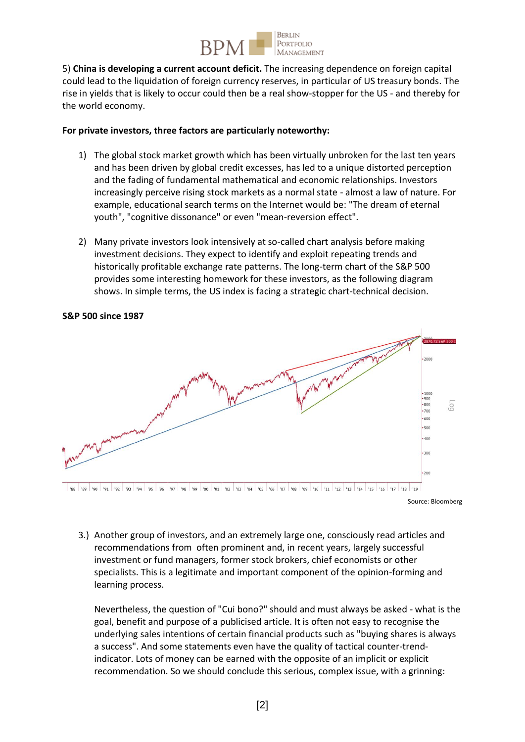5) **China is developing a current account deficit.** The increasing dependence on foreign capital could lead to the liquidation of foreign currency reserves, in particular of US treasury bonds. The rise in yields that is likely to occur could then be a real show-stopper for the US - and thereby for the world economy.

**For private investors, three factors are particularly noteworthy:**

1) The global stock market growth which has been virtually unbroken for the last ten years and has been driven by global credit excesses, has led to a unique distorted perception and the fading of fundamental mathematical and economic relationships. Investors increasingly perceive rising stock markets as a normal state - almost a law of nature. For example, educational search terms on the Internet would be: "The dream of eternal youth", "cognitive dissonance" or even "mean-reversion effect".

2) Many private investors look intensively at so-called chart analysis before making investment decisions. They expect to identify and exploit repeating trends and historically profitable exchange rate patterns. The long-term chart of the S&P 500 provides some interesting homework for these investors, as the following diagram shows. In simple terms, the US index is facing a strategic chart-technical decision.

**S&P 500 since 1987**

Source: Bloomberg

3.) Another group of investors, and an extremely large one, consciously read articles and recommendations from often prominent and, in recent years, largely successful investment or fund managers, former stock brokers, chief economists or other specialists. This is a legitimate and important component of the opinion-forming and learning process.

Nevertheless, the question of "Cui bono?" should and must always be asked - what is the goal, benefit and purpose of a publicised article. It is often not easy to recognise the underlying sales intentions of certain financial products such as "buying shares is always a success". And some statements even have the quality of tactical counter-trend-indicator. Lots of money can be earned with the opposite of an implicit or explicit recommendation. So we should conclude this serious, complex issue, with a grinning: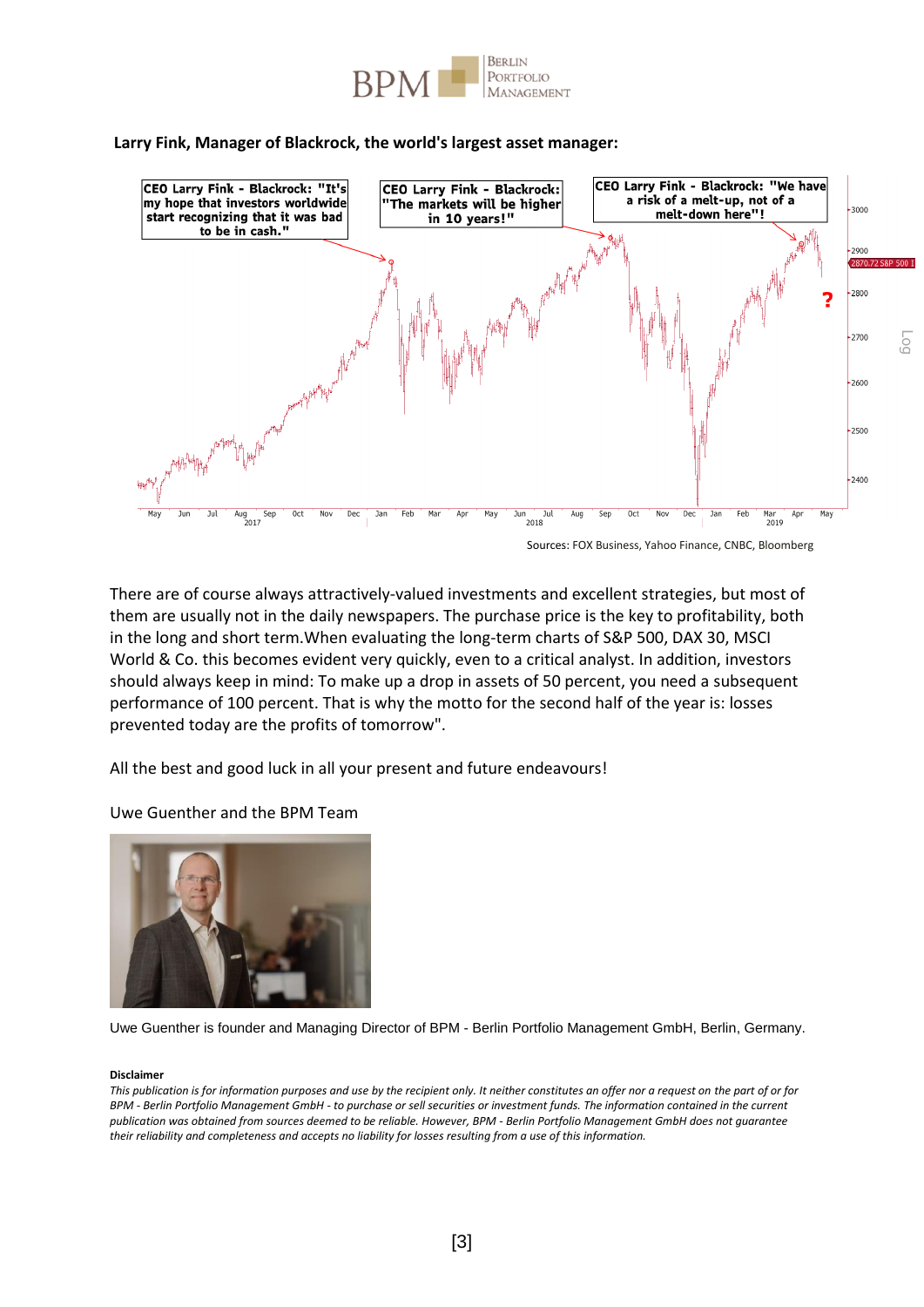**Larry Fink, Manager of Blackrock, the world's largest asset manager:**

CEO Larry Fink - Blackrock: "It's my hope that investors worldwide start recognizing that it was bad to be in cash."

CEO Larry Fink - Blackrock: "The markets will be higher in 10 years!"

CEO Larry Fink - Blackrock: "We have a risk of a melt-up, not of a melt-down here"!

?

3000
2900
2870.72 S&P 500 I
2800
2700
2600
2500
2400

Log

May Jun Jul Aug 2017 Sep Oct Nov Dec Jan Feb Mar Apr May Jun 2018 Jul Aug Sep Oct Nov Dec Jan Feb Mar 2019 Apr May

Sources: FOX Business, Yahoo Finance, CNBC, Bloomberg

There are of course always attractively-valued investments and excellent strategies, but most of them are usually not in the daily newspapers. The purchase price is the key to profitability, both in the long and short term.When evaluating the long-term charts of S&P 500, DAX 30, MSCI World & Co. this becomes evident very quickly, even to a critical analyst. In addition, investors should always keep in mind: To make up a drop in assets of 50 percent, you need a subsequent performance of 100 percent. That is why the motto for the second half of the year is: losses prevented today are the profits of tomorrow".

All the best and good luck in all your present and future endeavours!

Uwe Guenther and the BPM Team

Uwe Guenther is founder and Managing Director of BPM - Berlin Portfolio Management GmbH, Berlin, Germany.

**Disclaimer**

*This publication is for information purposes and use by the recipient only. It neither constitutes an offer nor a request on the part of or for BPM - Berlin Portfolio Management GmbH - to purchase or sell securities or investment funds. The information contained in the current publication was obtained from sources deemed to be reliable. However, BPM - Berlin Portfolio Management GmbH does not guarantee their reliability and completeness and accepts no liability for losses resulting from a use of this information.*